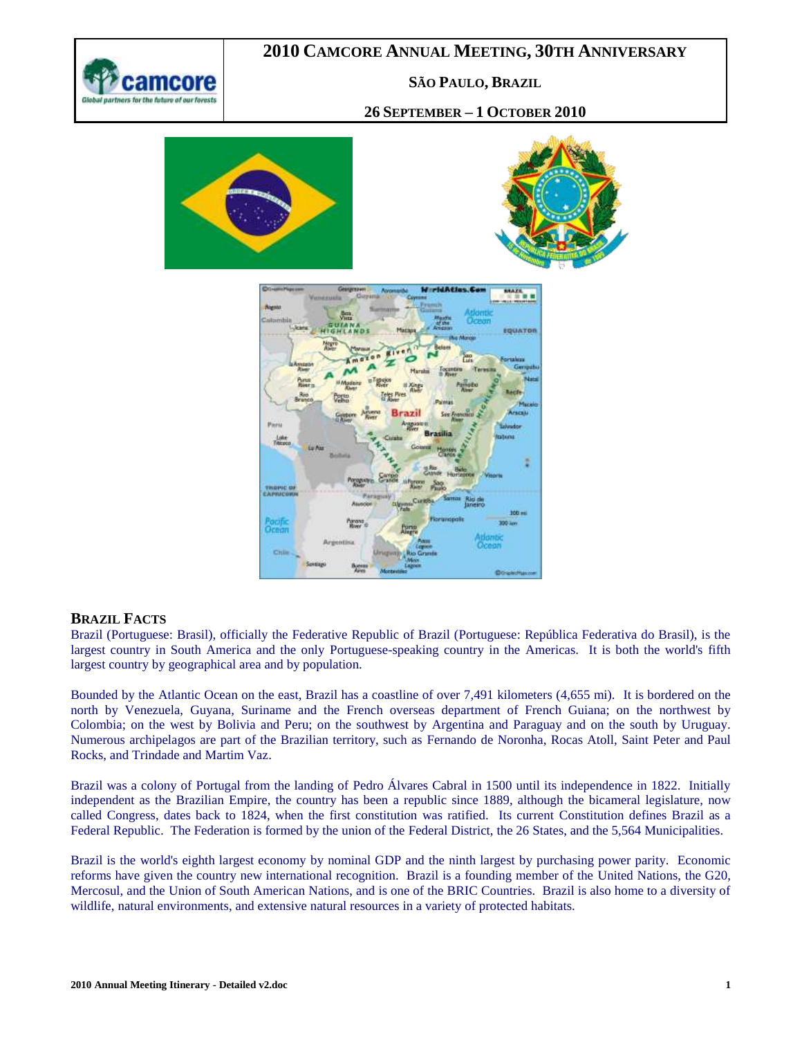# 2010 CAMCORE ANNUAL MEETING, 30TH ANNIVERSARY

**SÃO PAULO, BRAZIL**

**26 SEPTEMBER – 1 OCTOBER 2010**

## BRAZIL FACTS

Brazil (Portuguese: Brasil), officially the Federative Republic of Brazil (Portuguese: República Federativa do Brasil), is the largest country in South America and the only Portuguese-speaking country in the Americas. It is both the world's fifth largest country by geographical area and by population.

Bounded by the Atlantic Ocean on the east, Brazil has a coastline of over 7,491 kilometers (4,655 mi). It is bordered on the north by Venezuela, Guyana, Suriname and the French overseas department of French Guiana; on the northwest by Colombia; on the west by Bolivia and Peru; on the southwest by Argentina and Paraguay and on the south by Uruguay. Numerous archipelagos are part of the Brazilian territory, such as Fernando de Noronha, Rocas Atoll, Saint Peter and Paul Rocks, and Trindade and Martim Vaz.

Brazil was a colony of Portugal from the landing of Pedro Álvares Cabral in 1500 until its independence in 1822. Initially independent as the Brazilian Empire, the country has been a republic since 1889, although the bicameral legislature, now called Congress, dates back to 1824, when the first constitution was ratified. Its current Constitution defines Brazil as a Federal Republic. The Federation is formed by the union of the Federal District, the 26 States, and the 5,564 Municipalities.

Brazil is the world's eighth largest economy by nominal GDP and the ninth largest by purchasing power parity. Economic reforms have given the country new international recognition. Brazil is a founding member of the United Nations, the G20, Mercosul, and the Union of South American Nations, and is one of the BRIC Countries. Brazil is also home to a diversity of wildlife, natural environments, and extensive natural resources in a variety of protected habitats.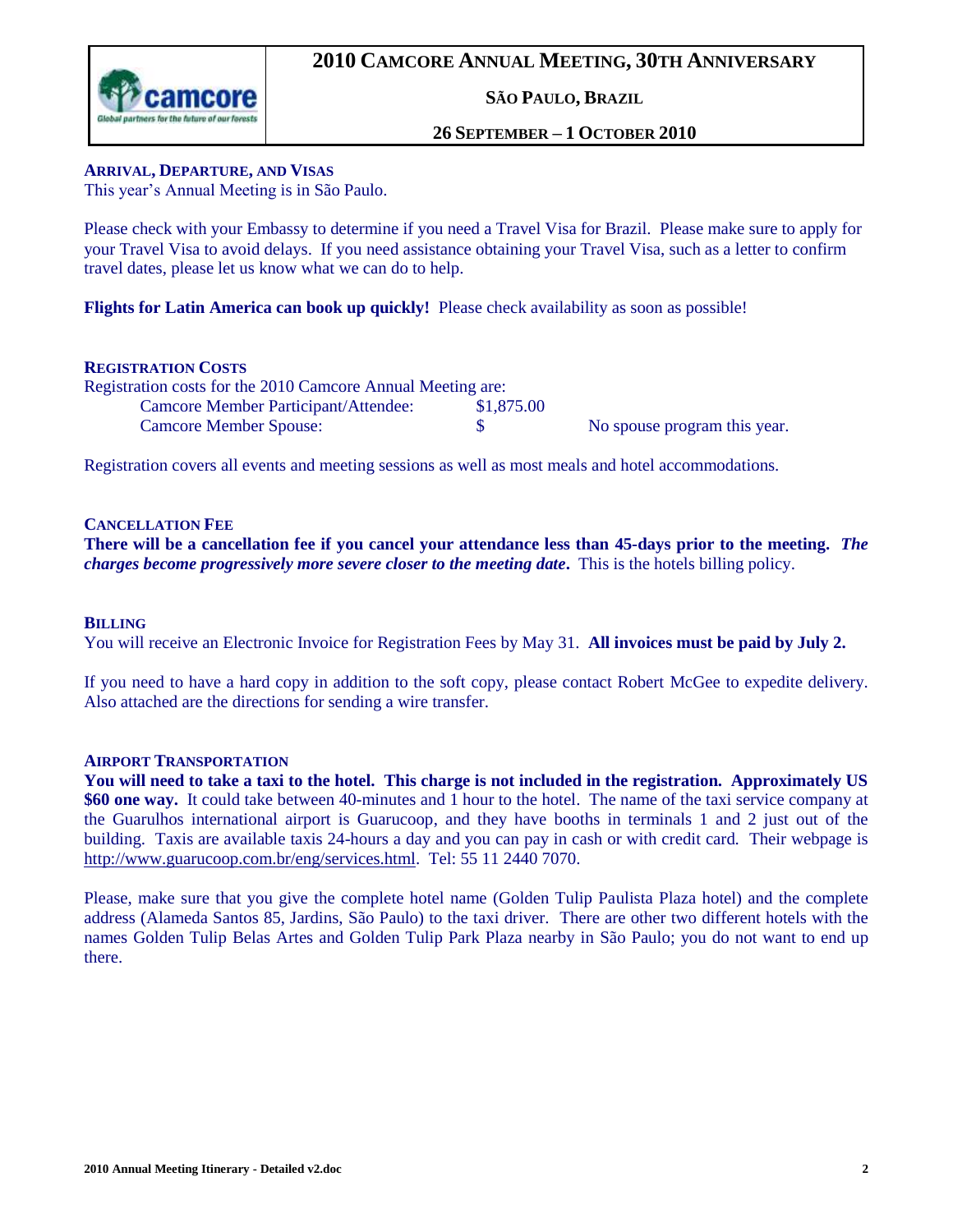# 2010 Camcore Annual Meeting, 30th Anniversary

## São Paulo, Brazil

## 26 September – 1 October 2010

### Arrival, Departure, and Visas

This year's Annual Meeting is in São Paulo.

Please check with your Embassy to determine if you need a Travel Visa for Brazil. Please make sure to apply for your Travel Visa to avoid delays. If you need assistance obtaining your Travel Visa, such as a letter to confirm travel dates, please let us know what we can do to help.

**Flights for Latin America can book up quickly!** Please check availability as soon as possible!

### Registration Costs

Registration costs for the 2010 Camcore Annual Meeting are:

| | | |
|---|---|---|
| Camcore Member Participant/Attendee: | $1,875.00 | |
| Camcore Member Spouse: | $ | No spouse program this year. |

Registration covers all events and meeting sessions as well as most meals and hotel accommodations.

### Cancellation Fee

**There will be a cancellation fee if you cancel your attendance less than 45-days prior to the meeting.** ***The charges become progressively more severe closer to the meeting date*****.** This is the hotels billing policy.

### Billing

You will receive an Electronic Invoice for Registration Fees by May 31. **All invoices must be paid by July 2.**

If you need to have a hard copy in addition to the soft copy, please contact Robert McGee to expedite delivery. Also attached are the directions for sending a wire transfer.

### Airport Transportation

**You will need to take a taxi to the hotel. This charge is not included in the registration. Approximately US $60 one way.** It could take between 40-minutes and 1 hour to the hotel. The name of the taxi service company at the Guarulhos international airport is Guarucoop, and they have booths in terminals 1 and 2 just out of the building. Taxis are available taxis 24-hours a day and you can pay in cash or with credit card. Their webpage is http://www.guarucoop.com.br/eng/services.html. Tel: 55 11 2440 7070.

Please, make sure that you give the complete hotel name (Golden Tulip Paulista Plaza hotel) and the complete address (Alameda Santos 85, Jardins, São Paulo) to the taxi driver. There are other two different hotels with the names Golden Tulip Belas Artes and Golden Tulip Park Plaza nearby in São Paulo; you do not want to end up there.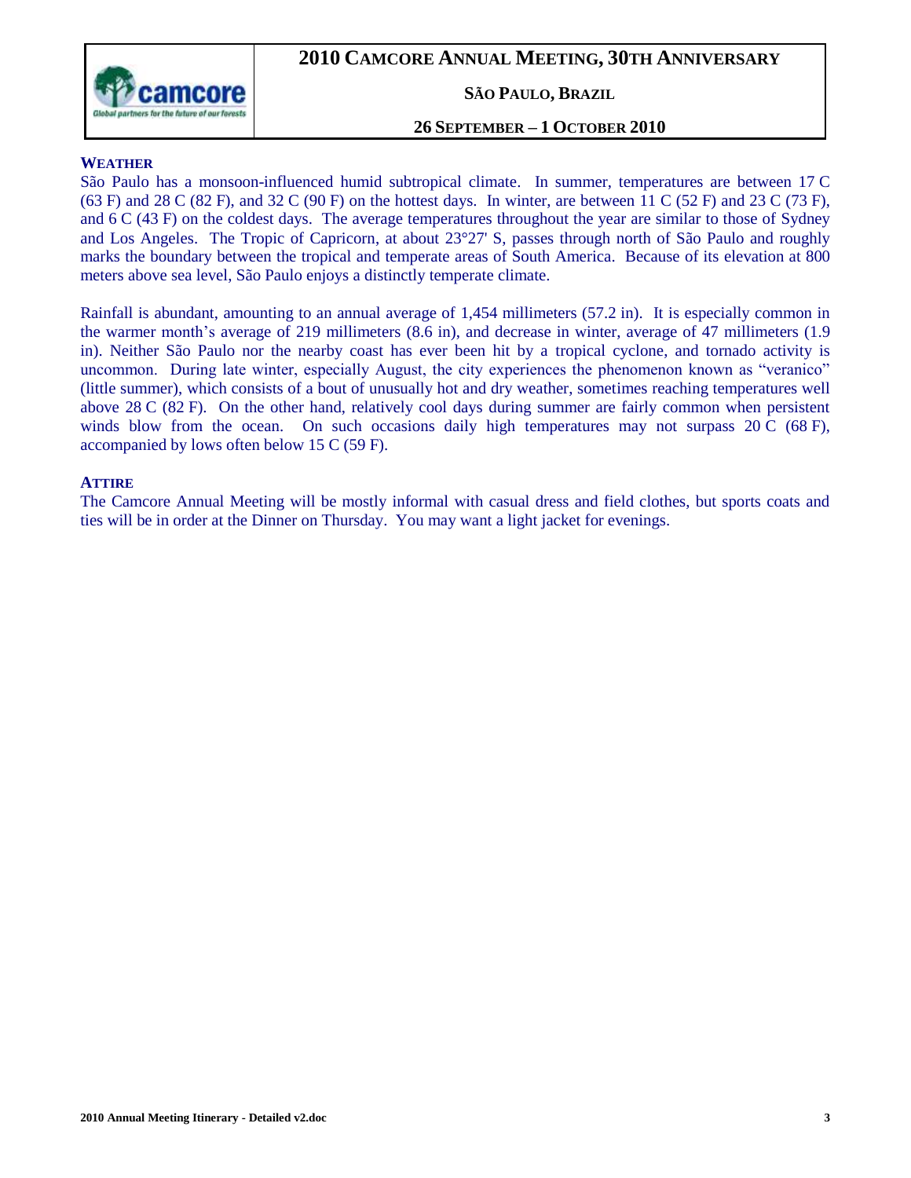## WEATHER

São Paulo has a monsoon-influenced humid subtropical climate. In summer, temperatures are between 17 C (63 F) and 28 C (82 F), and 32 C (90 F) on the hottest days. In winter, are between 11 C (52 F) and 23 C (73 F), and 6 C (43 F) on the coldest days. The average temperatures throughout the year are similar to those of Sydney and Los Angeles. The Tropic of Capricorn, at about 23°27' S, passes through north of São Paulo and roughly marks the boundary between the tropical and temperate areas of South America. Because of its elevation at 800 meters above sea level, São Paulo enjoys a distinctly temperate climate.

Rainfall is abundant, amounting to an annual average of 1,454 millimeters (57.2 in). It is especially common in the warmer month's average of 219 millimeters (8.6 in), and decrease in winter, average of 47 millimeters (1.9 in). Neither São Paulo nor the nearby coast has ever been hit by a tropical cyclone, and tornado activity is uncommon. During late winter, especially August, the city experiences the phenomenon known as "veranico" (little summer), which consists of a bout of unusually hot and dry weather, sometimes reaching temperatures well above 28 C (82 F). On the other hand, relatively cool days during summer are fairly common when persistent winds blow from the ocean. On such occasions daily high temperatures may not surpass 20 C (68 F), accompanied by lows often below 15 C (59 F).

## ATTIRE

The Camcore Annual Meeting will be mostly informal with casual dress and field clothes, but sports coats and ties will be in order at the Dinner on Thursday. You may want a light jacket for evenings.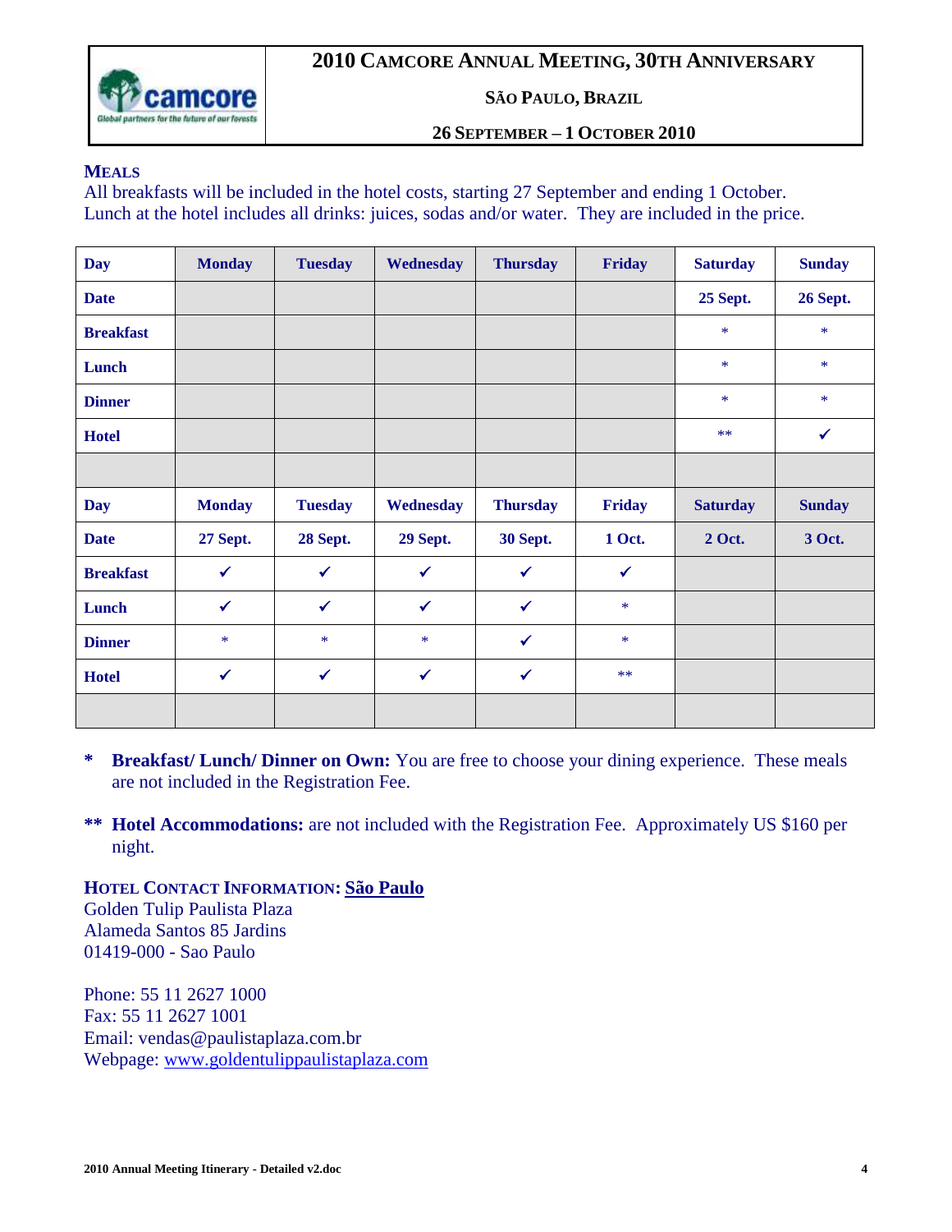| camcore Global partners for the future of our forests | 2010 CAMCORE ANNUAL MEETING, 30TH ANNIVERSARY<br>SÃO PAULO, BRAZIL<br>26 SEPTEMBER – 1 OCTOBER 2010 |
|---|---|

## MEALS

All breakfasts will be included in the hotel costs, starting 27 September and ending 1 October.
Lunch at the hotel includes all drinks: juices, sodas and/or water. They are included in the price.

| Day | Monday | Tuesday | Wednesday | Thursday | Friday | Saturday | Sunday |
|---|---|---|---|---|---|---|---|
| Date | | | | | | 25 Sept. | 26 Sept. |
| Breakfast | | | | | | * | * |
| Lunch | | | | | | * | * |
| Dinner | | | | | | * | * |
| Hotel | | | | | | ** | ✓ |
| | | | | | | | |
| Day | Monday | Tuesday | Wednesday | Thursday | Friday | Saturday | Sunday |
| Date | 27 Sept. | 28 Sept. | 29 Sept. | 30 Sept. | 1 Oct. | 2 Oct. | 3 Oct. |
| Breakfast | ✓ | ✓ | ✓ | ✓ | ✓ | | |
| Lunch | ✓ | ✓ | ✓ | ✓ | * | | |
| Dinner | * | * | * | ✓ | * | | |
| Hotel | ✓ | ✓ | ✓ | ✓ | ** | | |
| | | | | | | | |

\* **Breakfast/ Lunch/ Dinner on Own:** You are free to choose your dining experience. These meals are not included in the Registration Fee.

\*\* **Hotel Accommodations:** are not included with the Registration Fee. Approximately US $160 per night.

**HOTEL CONTACT INFORMATION: São Paulo**
Golden Tulip Paulista Plaza
Alameda Santos 85 Jardins
01419-000 - Sao Paulo

Phone: 55 11 2627 1000
Fax: 55 11 2627 1001
Email: vendas@paulistaplaza.com.br
Webpage: www.goldentulippaulistaplaza.com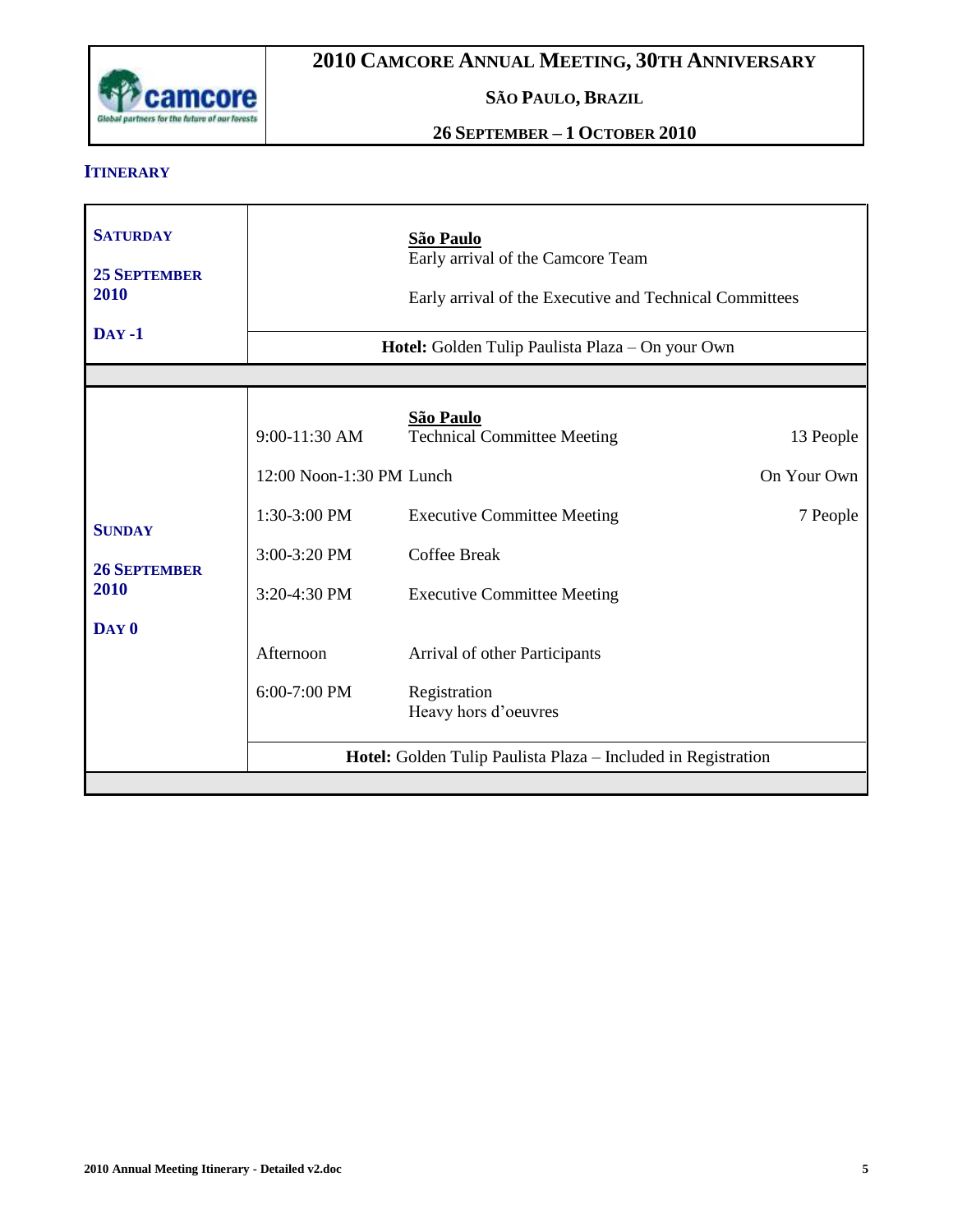## ITINERARY

| | | | |
|---|---|---|---|
| **SATURDAY**<br><br>**25 SEPTEMBER 2010**<br><br>**DAY -1** | | **São Paulo**<br>Early arrival of the Camcore Team<br><br>Early arrival of the Executive and Technical Committees | |
| | **Hotel:** Golden Tulip Paulista Plaza – On your Own | | |
| **SUNDAY**<br><br>**26 SEPTEMBER 2010**<br><br>**DAY 0** | 9:00-11:30 AM | **São Paulo**<br>Technical Committee Meeting | 13 People |
| | 12:00 Noon-1:30 PM | Lunch | On Your Own |
| | 1:30-3:00 PM | Executive Committee Meeting | 7 People |
| | 3:00-3:20 PM | Coffee Break | |
| | 3:20-4:30 PM | Executive Committee Meeting | |
| | Afternoon | Arrival of other Participants | |
| | 6:00-7:00 PM | Registration<br>Heavy hors d'oeuvres | |
| | **Hotel:** Golden Tulip Paulista Plaza – Included in Registration | | |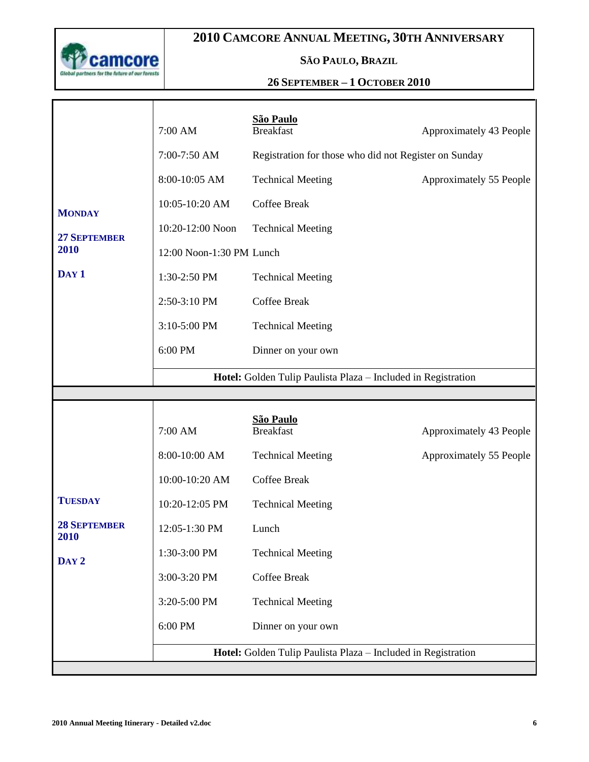# 2010 CAMCORE ANNUAL MEETING, 30TH ANNIVERSARY

**SÃO PAULO, BRAZIL**

**26 SEPTEMBER – 1 OCTOBER 2010**

| | | | |
|---|---|---|---|
| **MONDAY** | 7:00 AM | **São Paulo** Breakfast | Approximately 43 People |
| **27 SEPTEMBER 2010** | 7:00-7:50 AM | Registration for those who did not Register on Sunday | |
| **DAY 1** | 8:00-10:05 AM | Technical Meeting | Approximately 55 People |
| | 10:05-10:20 AM | Coffee Break | |
| | 10:20-12:00 Noon | Technical Meeting | |
| | 12:00 Noon-1:30 PM | Lunch | |
| | 1:30-2:50 PM | Technical Meeting | |
| | 2:50-3:10 PM | Coffee Break | |
| | 3:10-5:00 PM | Technical Meeting | |
| | 6:00 PM | Dinner on your own | |
| | **Hotel:** Golden Tulip Paulista Plaza – Included in Registration | | |

| | | | |
|---|---|---|---|
| **TUESDAY** | 7:00 AM | **São Paulo** Breakfast | Approximately 43 People |
| **28 SEPTEMBER 2010** | 8:00-10:00 AM | Technical Meeting | Approximately 55 People |
| **DAY 2** | 10:00-10:20 AM | Coffee Break | |
| | 10:20-12:05 PM | Technical Meeting | |
| | 12:05-1:30 PM | Lunch | |
| | 1:30-3:00 PM | Technical Meeting | |
| | 3:00-3:20 PM | Coffee Break | |
| | 3:20-5:00 PM | Technical Meeting | |
| | 6:00 PM | Dinner on your own | |
| | **Hotel:** Golden Tulip Paulista Plaza – Included in Registration | | |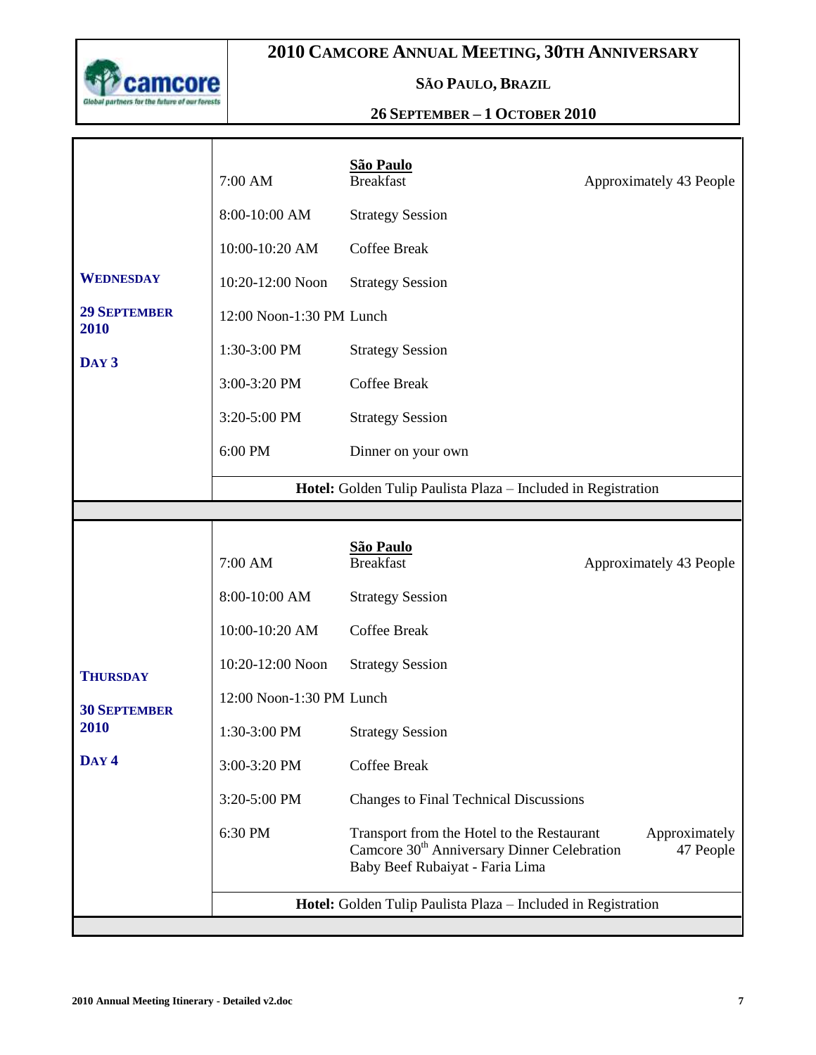# 2010 Camcore Annual Meeting, 30th Anniversary

## São Paulo, Brazil

## 26 September – 1 October 2010

| Day | Time | Activity | Notes |
|---|---|---|---|
| **Wednesday** **29 September 2010** **Day 3** | | **São Paulo** | |
| | 7:00 AM | Breakfast | Approximately 43 People |
| | 8:00-10:00 AM | Strategy Session | |
| | 10:00-10:20 AM | Coffee Break | |
| | 10:20-12:00 Noon | Strategy Session | |
| | 12:00 Noon-1:30 PM | Lunch | |
| | 1:30-3:00 PM | Strategy Session | |
| | 3:00-3:20 PM | Coffee Break | |
| | 3:20-5:00 PM | Strategy Session | |
| | 6:00 PM | Dinner on your own | |
| | | **Hotel:** Golden Tulip Paulista Plaza – Included in Registration | |
| **Thursday** **30 September 2010** **Day 4** | | **São Paulo** | |
| | 7:00 AM | Breakfast | Approximately 43 People |
| | 8:00-10:00 AM | Strategy Session | |
| | 10:00-10:20 AM | Coffee Break | |
| | 10:20-12:00 Noon | Strategy Session | |
| | 12:00 Noon-1:30 PM | Lunch | |
| | 1:30-3:00 PM | Strategy Session | |
| | 3:00-3:20 PM | Coffee Break | |
| | 3:20-5:00 PM | Changes to Final Technical Discussions | |
| | 6:30 PM | Transport from the Hotel to the Restaurant; Camcore 30th Anniversary Dinner Celebration; Baby Beef Rubaiyat - Faria Lima | Approximately 47 People |
| | | **Hotel:** Golden Tulip Paulista Plaza – Included in Registration | |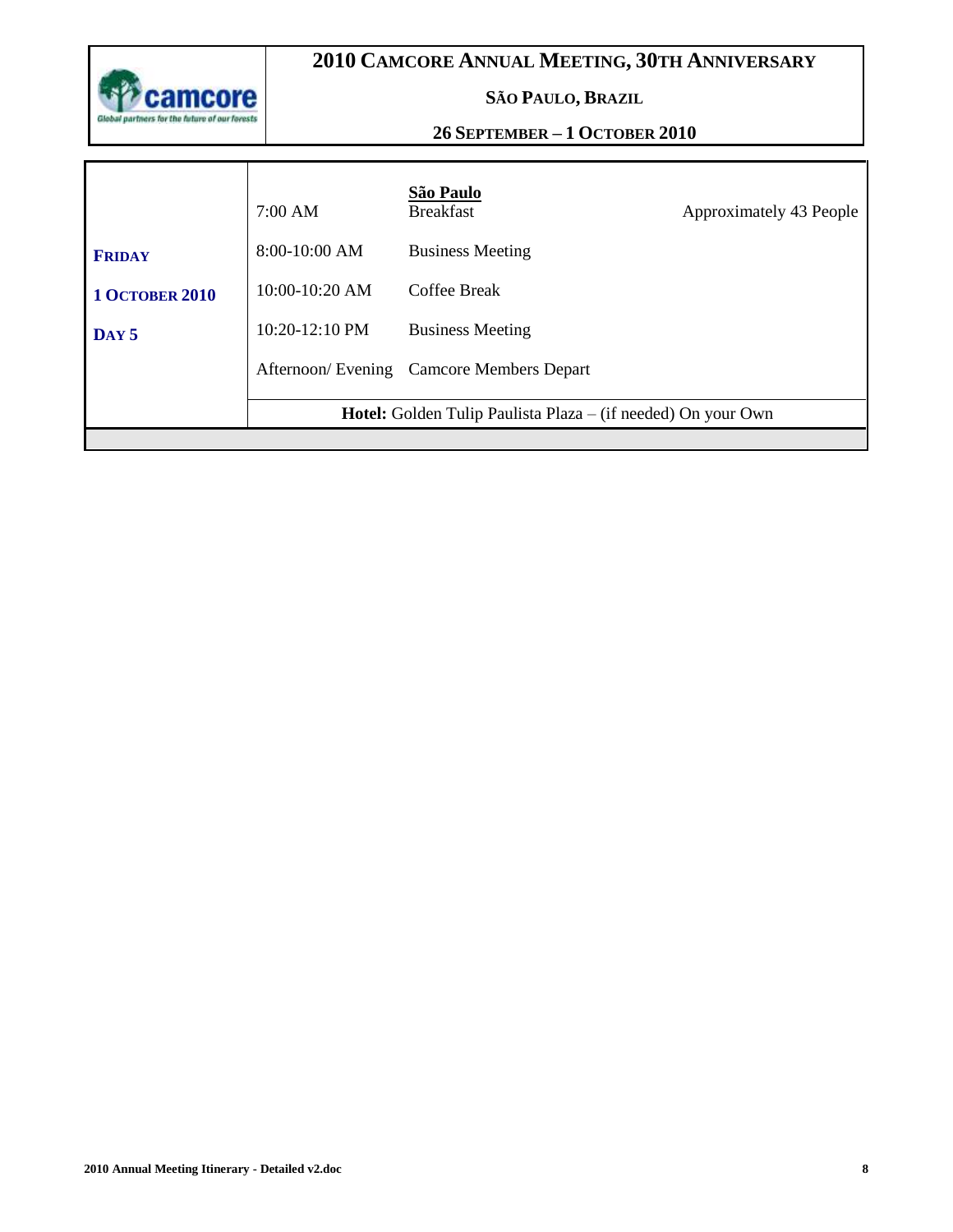# 2010 Camcore Annual Meeting, 30th Anniversary

## São Paulo, Brazil

## 26 September – 1 October 2010

| | | | |
|---|---|---|---|
| | 7:00 AM | **São Paulo** Breakfast | Approximately 43 People |
| **Friday** | 8:00-10:00 AM | Business Meeting | |
| **1 October 2010** | 10:00-10:20 AM | Coffee Break | |
| **Day 5** | 10:20-12:10 PM | Business Meeting | |
| | Afternoon/ Evening | Camcore Members Depart | |
| | **Hotel:** Golden Tulip Paulista Plaza – (if needed) On your Own | | |